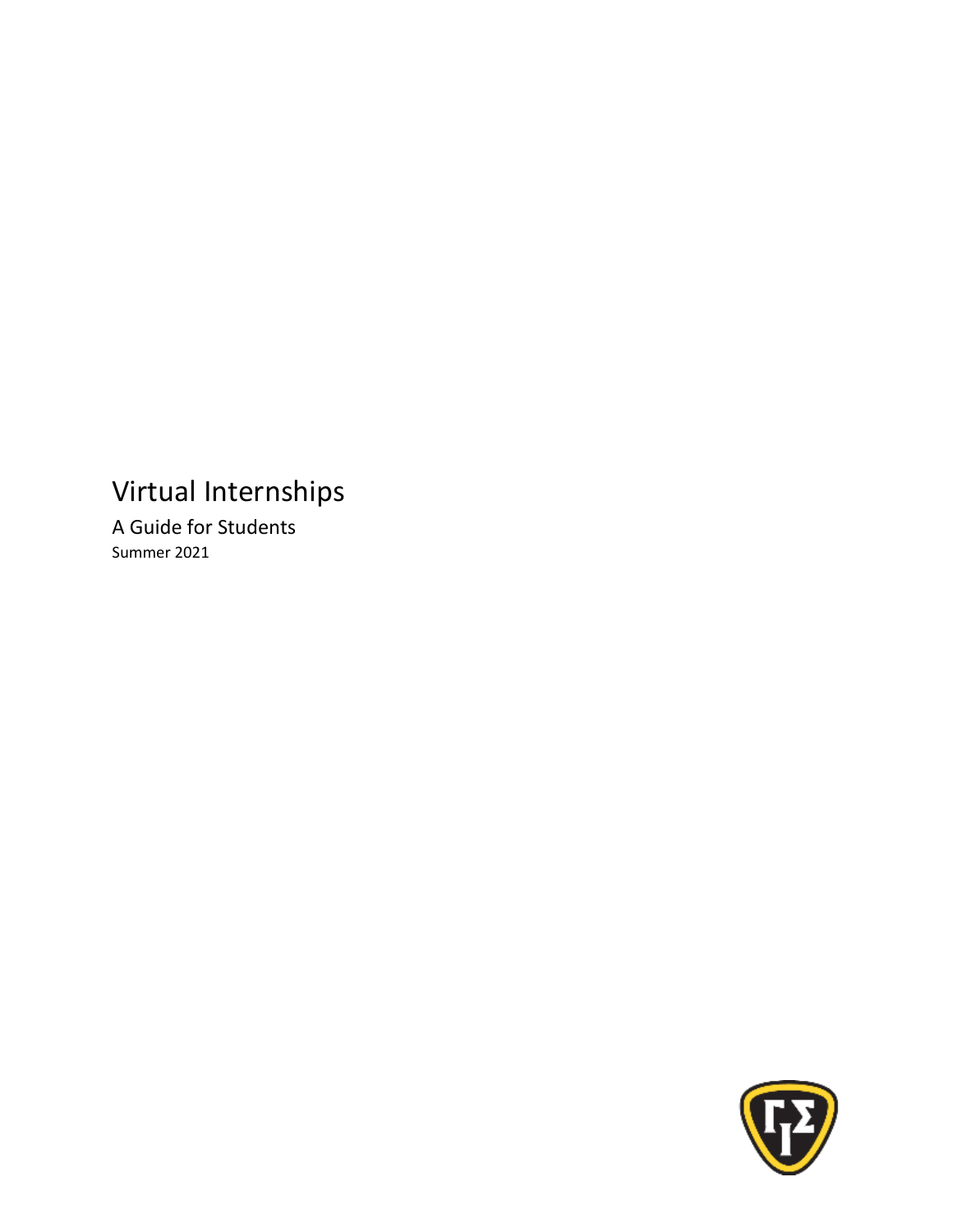# Virtual Internships

## A Guide for Students

Summer 2021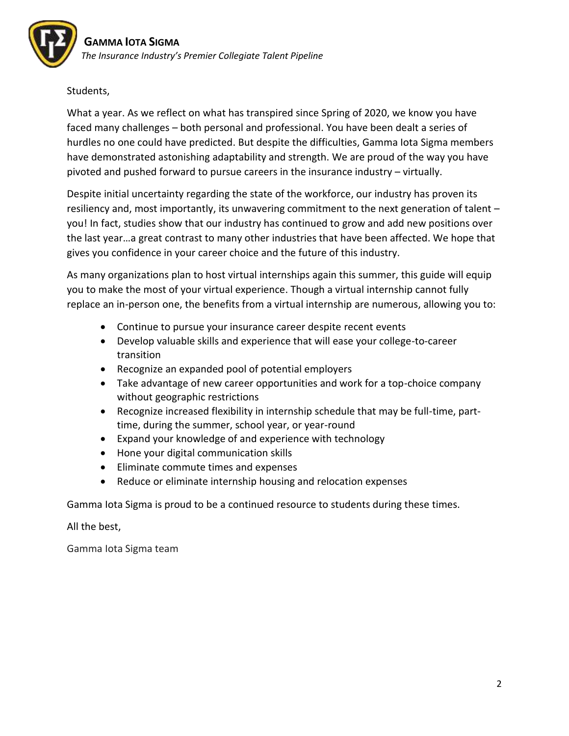Students,

What a year. As we reflect on what has transpired since Spring of 2020, we know you have faced many challenges – both personal and professional. You have been dealt a series of hurdles no one could have predicted. But despite the difficulties, Gamma Iota Sigma members have demonstrated astonishing adaptability and strength. We are proud of the way you have pivoted and pushed forward to pursue careers in the insurance industry – virtually.

Despite initial uncertainty regarding the state of the workforce, our industry has proven its resiliency and, most importantly, its unwavering commitment to the next generation of talent – you! In fact, studies show that our industry has continued to grow and add new positions over the last year…a great contrast to many other industries that have been affected. We hope that gives you confidence in your career choice and the future of this industry.

As many organizations plan to host virtual internships again this summer, this guide will equip you to make the most of your virtual experience. Though a virtual internship cannot fully replace an in-person one, the benefits from a virtual internship are numerous, allowing you to:

- Continue to pursue your insurance career despite recent events
- Develop valuable skills and experience that will ease your college-to-career transition
- Recognize an expanded pool of potential employers
- Take advantage of new career opportunities and work for a top-choice company without geographic restrictions
- Recognize increased flexibility in internship schedule that may be full-time, part-time, during the summer, school year, or year-round
- Expand your knowledge of and experience with technology
- Hone your digital communication skills
- Eliminate commute times and expenses
- Reduce or eliminate internship housing and relocation expenses

Gamma Iota Sigma is proud to be a continued resource to students during these times.

All the best,

Gamma Iota Sigma team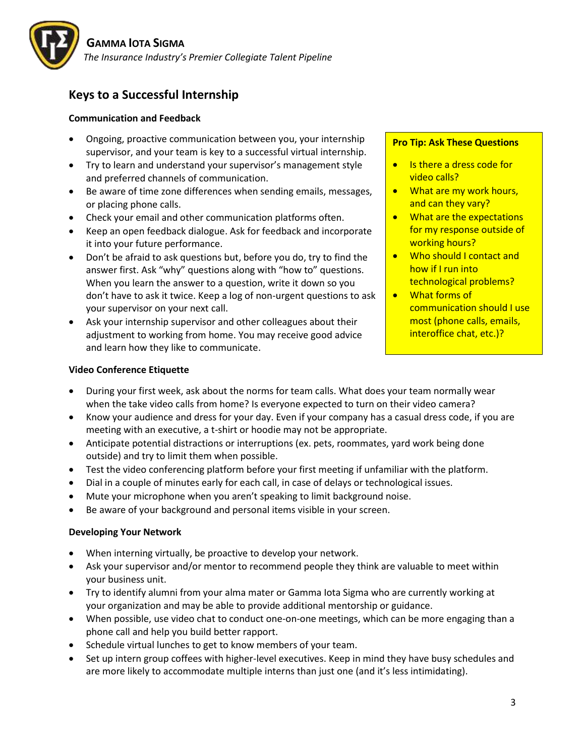# Keys to a Successful Internship

### Communication and Feedback

- Ongoing, proactive communication between you, your internship supervisor, and your team is key to a successful virtual internship.
- Try to learn and understand your supervisor's management style and preferred channels of communication.
- Be aware of time zone differences when sending emails, messages, or placing phone calls.
- Check your email and other communication platforms often.
- Keep an open feedback dialogue. Ask for feedback and incorporate it into your future performance.
- Don't be afraid to ask questions but, before you do, try to find the answer first. Ask "why" questions along with "how to" questions. When you learn the answer to a question, write it down so you don't have to ask it twice. Keep a log of non-urgent questions to ask your supervisor on your next call.
- Ask your internship supervisor and other colleagues about their adjustment to working from home. You may receive good advice and learn how they like to communicate.

**Pro Tip: Ask These Questions**

- Is there a dress code for video calls?
- What are my work hours, and can they vary?
- What are the expectations for my response outside of working hours?
- Who should I contact and how if I run into technological problems?
- What forms of communication should I use most (phone calls, emails, interoffice chat, etc.)?

### Video Conference Etiquette

- During your first week, ask about the norms for team calls. What does your team normally wear when the take video calls from home? Is everyone expected to turn on their video camera?
- Know your audience and dress for your day. Even if your company has a casual dress code, if you are meeting with an executive, a t-shirt or hoodie may not be appropriate.
- Anticipate potential distractions or interruptions (ex. pets, roommates, yard work being done outside) and try to limit them when possible.
- Test the video conferencing platform before your first meeting if unfamiliar with the platform.
- Dial in a couple of minutes early for each call, in case of delays or technological issues.
- Mute your microphone when you aren't speaking to limit background noise.
- Be aware of your background and personal items visible in your screen.

### Developing Your Network

- When interning virtually, be proactive to develop your network.
- Ask your supervisor and/or mentor to recommend people they think are valuable to meet within your business unit.
- Try to identify alumni from your alma mater or Gamma Iota Sigma who are currently working at your organization and may be able to provide additional mentorship or guidance.
- When possible, use video chat to conduct one-on-one meetings, which can be more engaging than a phone call and help you build better rapport.
- Schedule virtual lunches to get to know members of your team.
- Set up intern group coffees with higher-level executives. Keep in mind they have busy schedules and are more likely to accommodate multiple interns than just one (and it's less intimidating).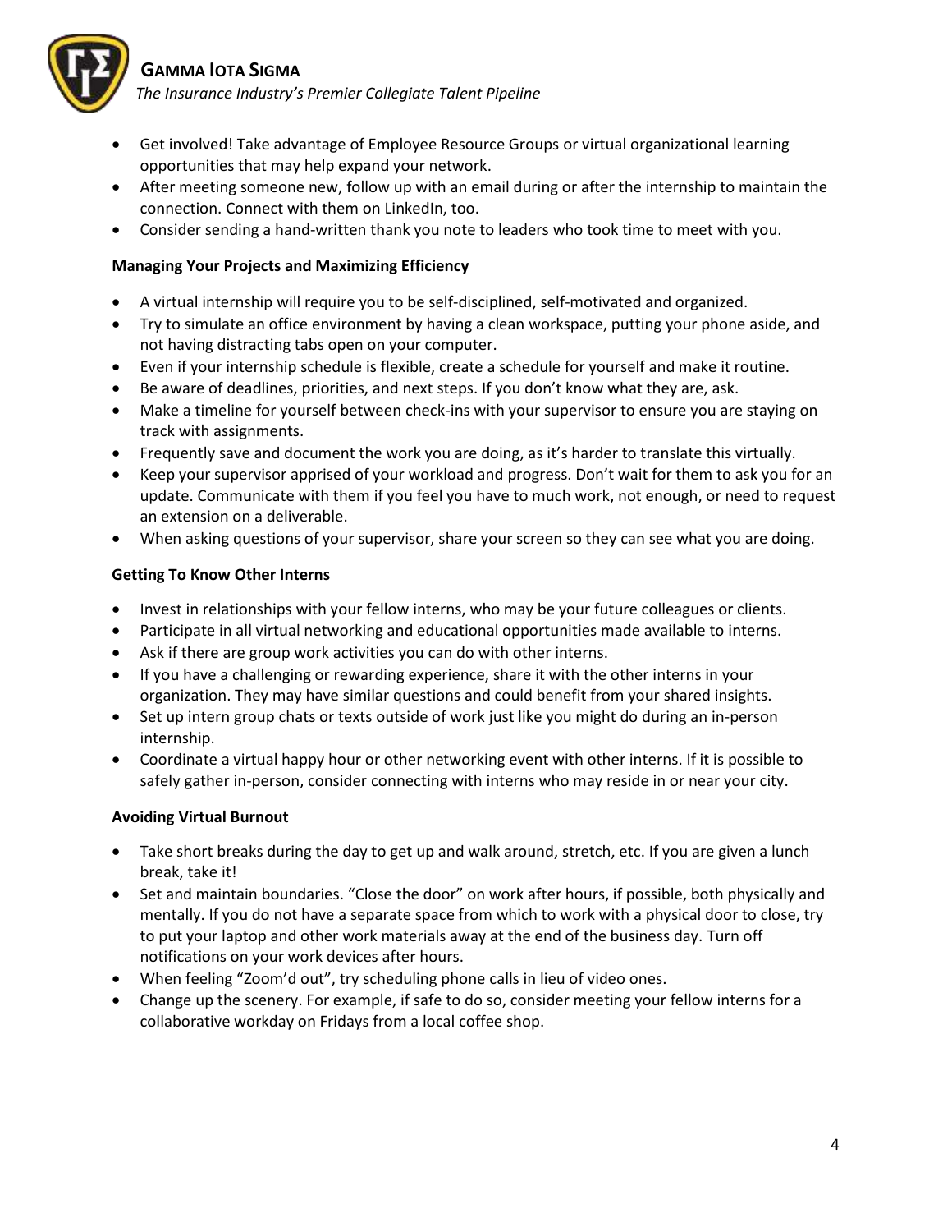- Get involved! Take advantage of Employee Resource Groups or virtual organizational learning opportunities that may help expand your network.
- After meeting someone new, follow up with an email during or after the internship to maintain the connection. Connect with them on LinkedIn, too.
- Consider sending a hand-written thank you note to leaders who took time to meet with you.

**Managing Your Projects and Maximizing Efficiency**

- A virtual internship will require you to be self-disciplined, self-motivated and organized.
- Try to simulate an office environment by having a clean workspace, putting your phone aside, and not having distracting tabs open on your computer.
- Even if your internship schedule is flexible, create a schedule for yourself and make it routine.
- Be aware of deadlines, priorities, and next steps. If you don't know what they are, ask.
- Make a timeline for yourself between check-ins with your supervisor to ensure you are staying on track with assignments.
- Frequently save and document the work you are doing, as it's harder to translate this virtually.
- Keep your supervisor apprised of your workload and progress. Don't wait for them to ask you for an update. Communicate with them if you feel you have to much work, not enough, or need to request an extension on a deliverable.
- When asking questions of your supervisor, share your screen so they can see what you are doing.

**Getting To Know Other Interns**

- Invest in relationships with your fellow interns, who may be your future colleagues or clients.
- Participate in all virtual networking and educational opportunities made available to interns.
- Ask if there are group work activities you can do with other interns.
- If you have a challenging or rewarding experience, share it with the other interns in your organization. They may have similar questions and could benefit from your shared insights.
- Set up intern group chats or texts outside of work just like you might do during an in-person internship.
- Coordinate a virtual happy hour or other networking event with other interns. If it is possible to safely gather in-person, consider connecting with interns who may reside in or near your city.

**Avoiding Virtual Burnout**

- Take short breaks during the day to get up and walk around, stretch, etc. If you are given a lunch break, take it!
- Set and maintain boundaries. "Close the door" on work after hours, if possible, both physically and mentally. If you do not have a separate space from which to work with a physical door to close, try to put your laptop and other work materials away at the end of the business day. Turn off notifications on your work devices after hours.
- When feeling "Zoom'd out", try scheduling phone calls in lieu of video ones.
- Change up the scenery. For example, if safe to do so, consider meeting your fellow interns for a collaborative workday on Fridays from a local coffee shop.